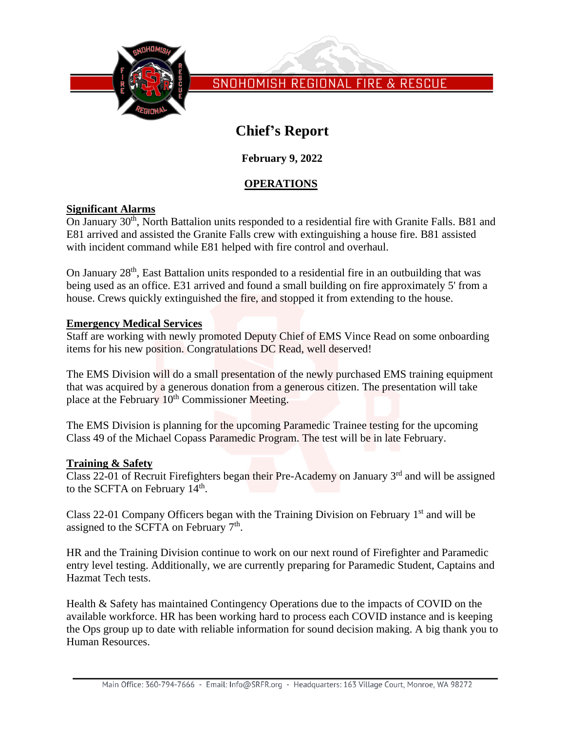# SNOHOMISH REGIONAL FIRE & RESCUE

# Chief's Report

**February 9, 2022**

## OPERATIONS

### Significant Alarms

On January 30th, North Battalion units responded to a residential fire with Granite Falls. B81 and E81 arrived and assisted the Granite Falls crew with extinguishing a house fire. B81 assisted with incident command while E81 helped with fire control and overhaul.

On January 28th, East Battalion units responded to a residential fire in an outbuilding that was being used as an office. E31 arrived and found a small building on fire approximately 5' from a house. Crews quickly extinguished the fire, and stopped it from extending to the house.

### Emergency Medical Services

Staff are working with newly promoted Deputy Chief of EMS Vince Read on some onboarding items for his new position. Congratulations DC Read, well deserved!

The EMS Division will do a small presentation of the newly purchased EMS training equipment that was acquired by a generous donation from a generous citizen. The presentation will take place at the February 10th Commissioner Meeting.

The EMS Division is planning for the upcoming Paramedic Trainee testing for the upcoming Class 49 of the Michael Copass Paramedic Program. The test will be in late February.

### Training & Safety

Class 22-01 of Recruit Firefighters began their Pre-Academy on January 3rd and will be assigned to the SCFTA on February 14th.

Class 22-01 Company Officers began with the Training Division on February 1st and will be assigned to the SCFTA on February 7th.

HR and the Training Division continue to work on our next round of Firefighter and Paramedic entry level testing. Additionally, we are currently preparing for Paramedic Student, Captains and Hazmat Tech tests.

Health & Safety has maintained Contingency Operations due to the impacts of COVID on the available workforce. HR has been working hard to process each COVID instance and is keeping the Ops group up to date with reliable information for sound decision making. A big thank you to Human Resources.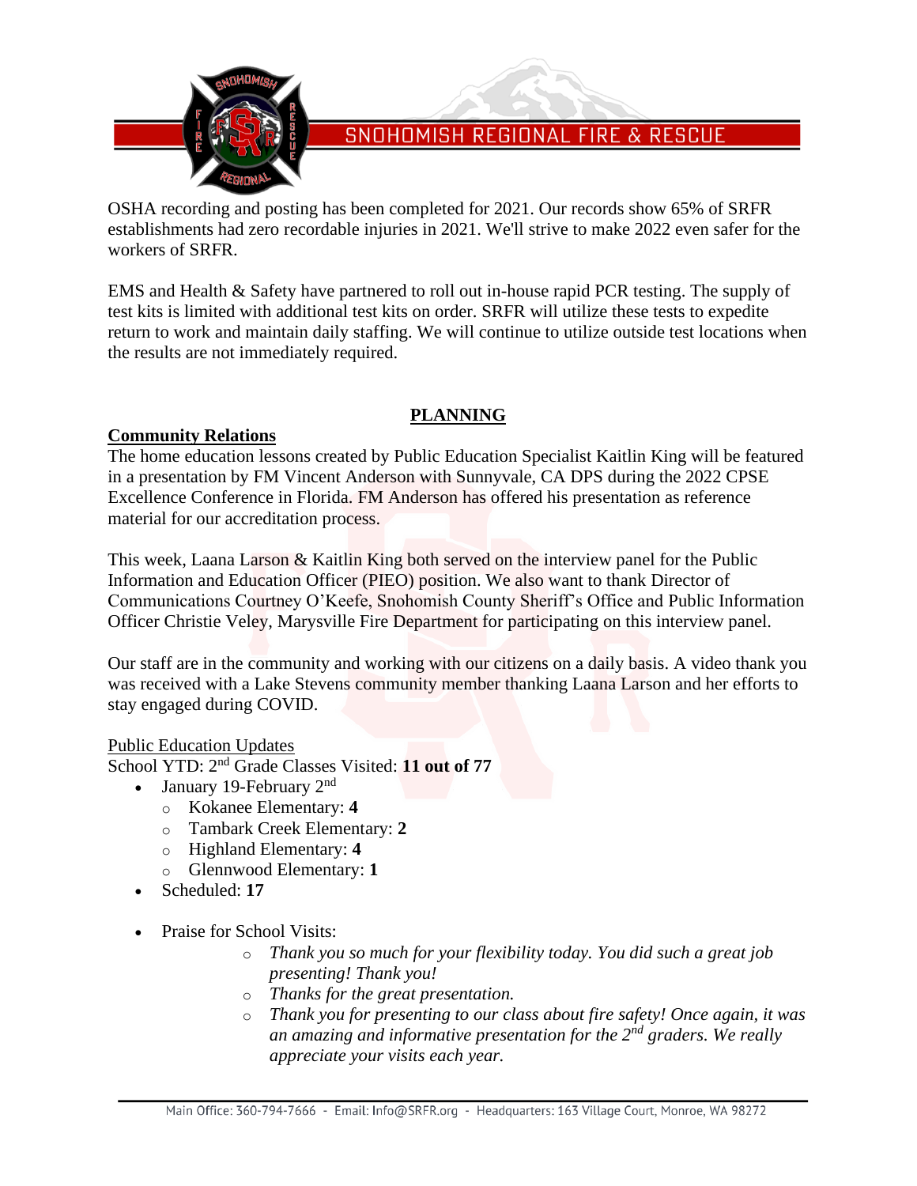OSHA recording and posting has been completed for 2021. Our records show 65% of SRFR establishments had zero recordable injuries in 2021. We'll strive to make 2022 even safer for the workers of SRFR.

EMS and Health & Safety have partnered to roll out in-house rapid PCR testing. The supply of test kits is limited with additional test kits on order. SRFR will utilize these tests to expedite return to work and maintain daily staffing. We will continue to utilize outside test locations when the results are not immediately required.

## PLANNING

### Community Relations

The home education lessons created by Public Education Specialist Kaitlin King will be featured in a presentation by FM Vincent Anderson with Sunnyvale, CA DPS during the 2022 CPSE Excellence Conference in Florida. FM Anderson has offered his presentation as reference material for our accreditation process.

This week, Laana Larson & Kaitlin King both served on the interview panel for the Public Information and Education Officer (PIEO) position. We also want to thank Director of Communications Courtney O'Keefe, Snohomish County Sheriff's Office and Public Information Officer Christie Veley, Marysville Fire Department for participating on this interview panel.

Our staff are in the community and working with our citizens on a daily basis. A video thank you was received with a Lake Stevens community member thanking Laana Larson and her efforts to stay engaged during COVID.

Public Education Updates

School YTD: 2nd Grade Classes Visited: **11 out of 77**

- January 19-February 2nd
  - Kokanee Elementary: **4**
  - Tambark Creek Elementary: **2**
  - Highland Elementary: **4**
  - Glennwood Elementary: **1**
- Scheduled: **17**
- Praise for School Visits:
  - *Thank you so much for your flexibility today. You did such a great job presenting! Thank you!*
  - *Thanks for the great presentation.*
  - *Thank you for presenting to our class about fire safety! Once again, it was an amazing and informative presentation for the 2nd graders. We really appreciate your visits each year.*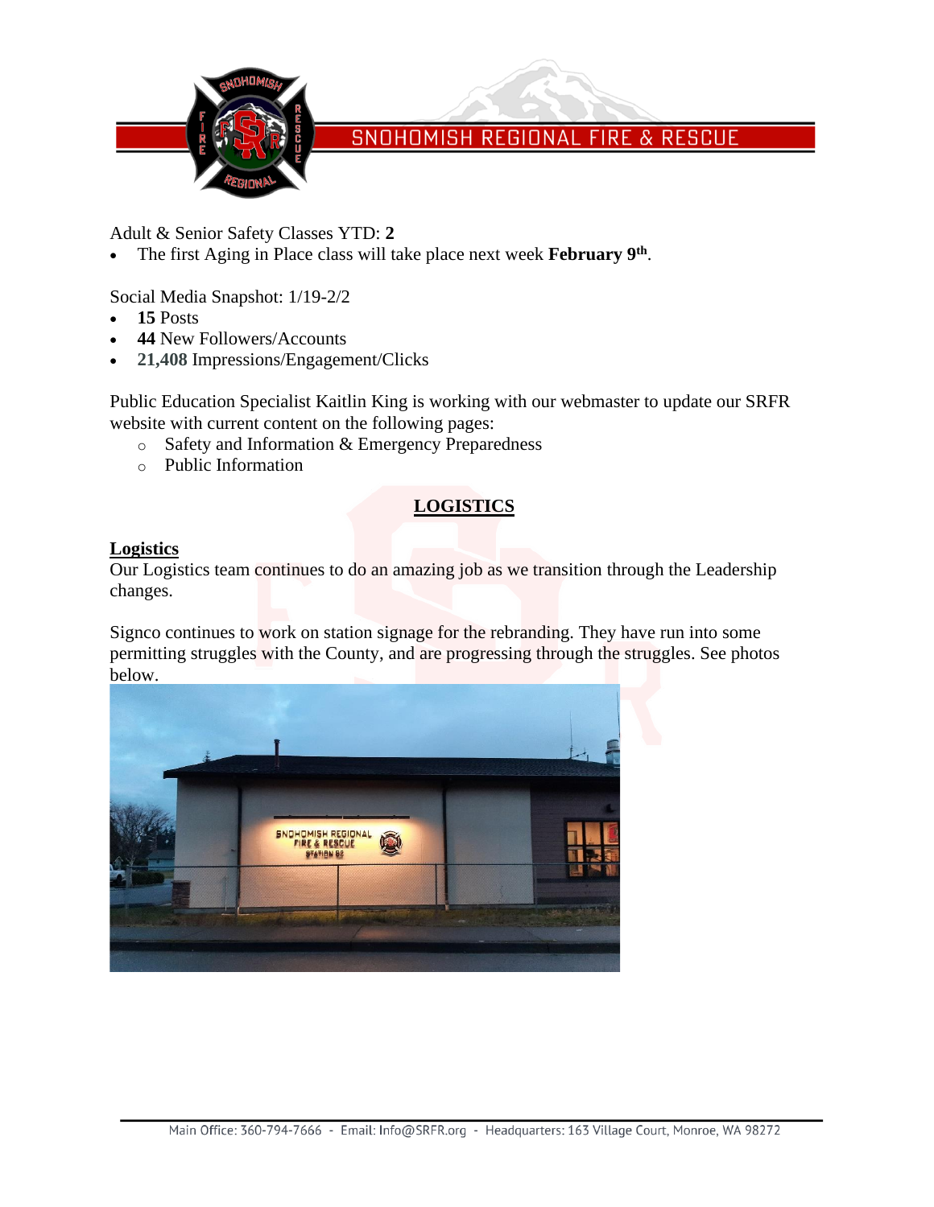Adult & Senior Safety Classes YTD: **2**

- The first Aging in Place class will take place next week **February 9th**.

Social Media Snapshot: 1/19-2/2

- **15** Posts
- **44** New Followers/Accounts
- **21,408** Impressions/Engagement/Clicks

Public Education Specialist Kaitlin King is working with our webmaster to update our SRFR website with current content on the following pages:

- Safety and Information & Emergency Preparedness
- Public Information

## LOGISTICS

### Logistics

Our Logistics team continues to do an amazing job as we transition through the Leadership changes.

Signco continues to work on station signage for the rebranding. They have run into some permitting struggles with the County, and are progressing through the struggles. See photos below.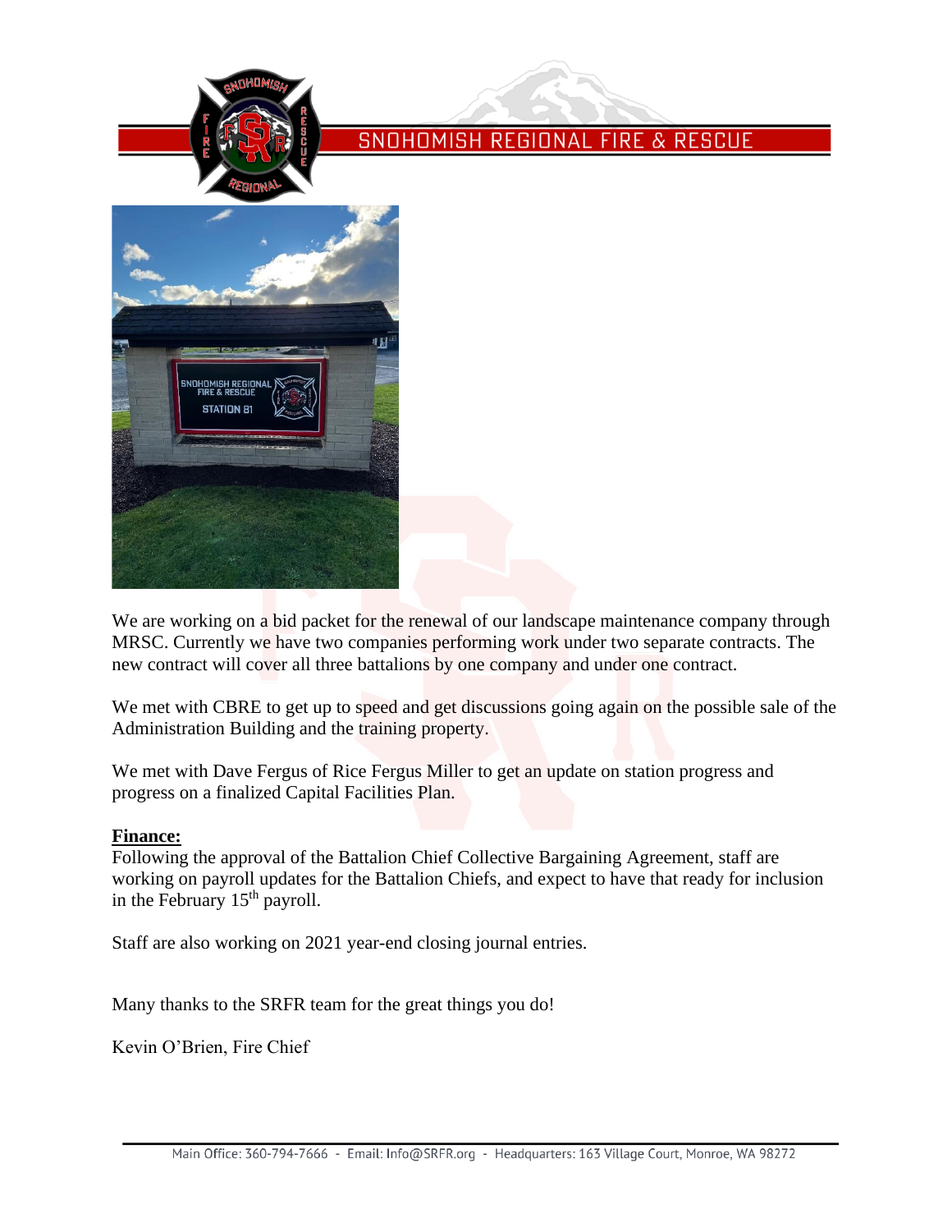We are working on a bid packet for the renewal of our landscape maintenance company through MRSC. Currently we have two companies performing work under two separate contracts. The new contract will cover all three battalions by one company and under one contract.

We met with CBRE to get up to speed and get discussions going again on the possible sale of the Administration Building and the training property.

We met with Dave Fergus of Rice Fergus Miller to get an update on station progress and progress on a finalized Capital Facilities Plan.

**Finance:**

Following the approval of the Battalion Chief Collective Bargaining Agreement, staff are working on payroll updates for the Battalion Chiefs, and expect to have that ready for inclusion in the February 15th payroll.

Staff are also working on 2021 year-end closing journal entries.

Many thanks to the SRFR team for the great things you do!

Kevin O'Brien, Fire Chief